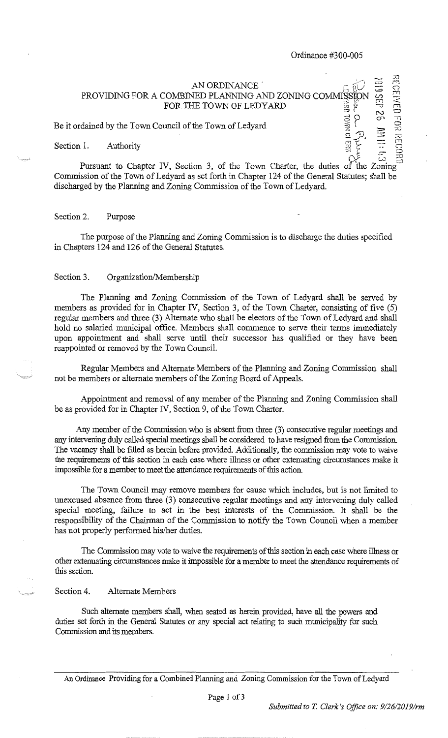Ordinance #300-005

# AN ORDINANCE
## PROVIDING FOR A COMBINED PLANNING AND ZONING COMMISSION FOR THE TOWN OF LEDYARD

Be it ordained by the Town Council of the Town of Ledyard

Section 1. Authority

Pursuant to Chapter IV, Section 3, of the Town Charter, the duties of the Zoning Commission of the Town of Ledyard as set forth in Chapter 124 of the General Statutes; shall be discharged by the Planning and Zoning Commission of the Town of Ledyard.

Section 2. Purpose

The purpose of the Planning and Zoning Commission is to discharge the duties specified in Chapters 124 and 126 of the General Statutes.

Section 3. Organization/Membership

The Planning and Zoning Commission of the Town of Ledyard shall be served by members as provided for in Chapter IV, Section 3, of the Town Charter, consisting of five (5) regular members and three (3) Alternate who shall be electors of the Town of Ledyard and shall hold no salaried municipal office. Members shall commence to serve their terms immediately upon appointment and shall serve until their successor has qualified or they have been reappointed or removed by the Town Council.

Regular Members and Alternate Members of the Planning and Zoning Commission shall not be members or alternate members of the Zoning Board of Appeals.

Appointment and removal of any member of the Planning and Zoning Commission shall be as provided for in Chapter IV, Section 9, of the Town Charter.

Any member of the Commission who is absent from three (3) consecutive regular meetings and any intervening duly called special meetings shall be considered to have resigned from the Commission. The vacancy shall be filled as herein before provided. Additionally, the commission may vote to waive the requirements of this section in each case where illness or other extenuating circumstances make it impossible for a member to meet the attendance requirements of this action.

The Town Council may remove members for cause which includes, but is not limited to unexcused absence from three (3) consecutive regular meetings and any intervening duly called special meeting, failure to act in the best interests of the Commission. It shall be the responsibility of the Chairman of the Commission to notify the Town Council when a member has not properly performed his/her duties.

The Commission may vote to waive the requirements of this section in each case where illness or other extenuating circumstances make it impossible for a member to meet the attendance requirements of this section.

Section 4. Alternate Members

Such alternate members shall, when seated as herein provided, have all the powers and duties set forth in the General Statutes or any special act relating to such municipality for such Commission and its members.

An Ordinance Providing for a Combined Planning and Zoning Commission for the Town of Ledyard

*Submitted to T. Clerk's Office on: 9/26/2019/rm*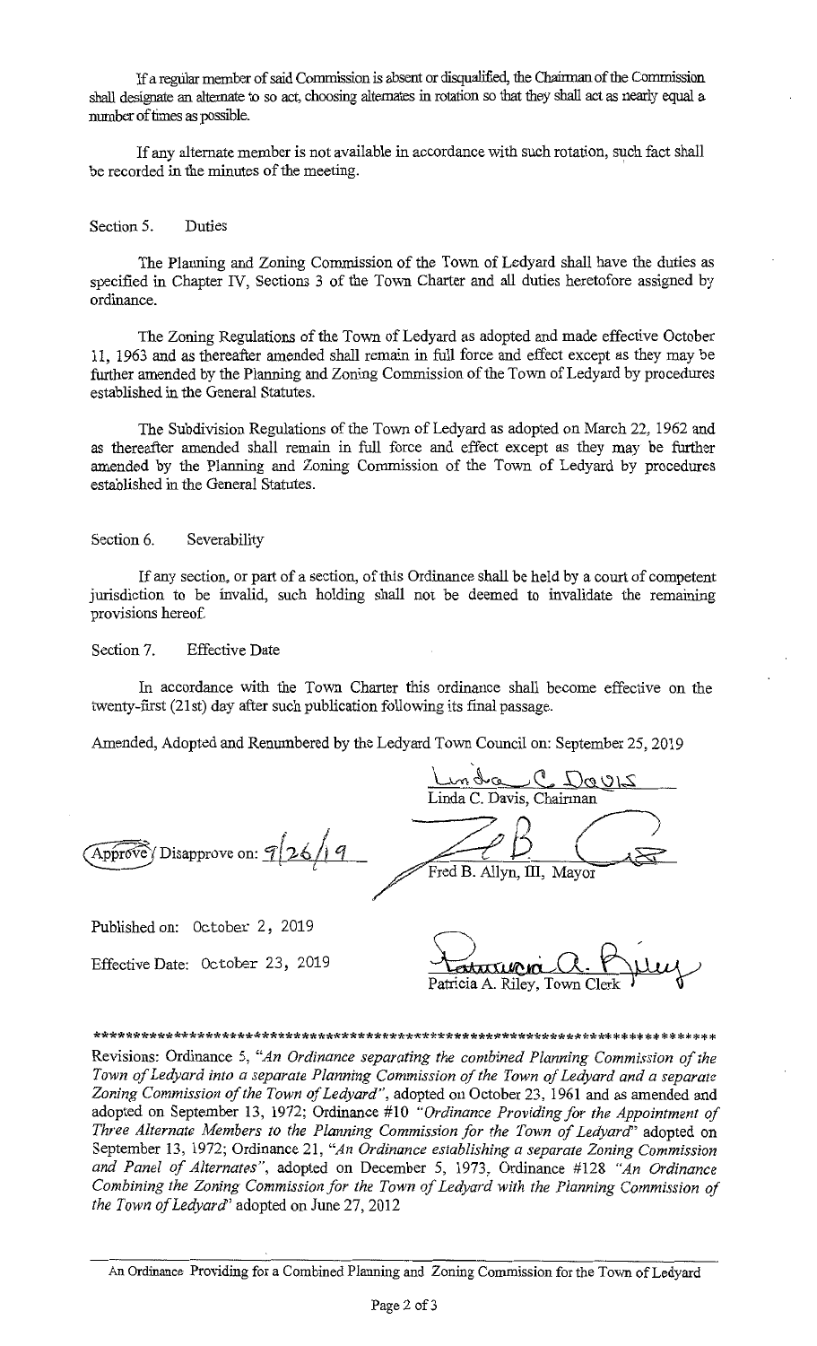If a regular member of said Commission is absent or disqualified, the Chairman of the Commission shall designate an alternate to so act, choosing alternates in rotation so that they shall act as nearly equal a number of times as possible.

If any alternate member is not available in accordance with such rotation, such fact shall be recorded in the minutes of the meeting.

Section 5. Duties

The Planning and Zoning Commission of the Town of Ledyard shall have the duties as specified in Chapter IV, Sections 3 of the Town Charter and all duties heretofore assigned by ordinance.

The Zoning Regulations of the Town of Ledyard as adopted and made effective October 11, 1963 and as thereafter amended shall remain in full force and effect except as they may be further amended by the Planning and Zoning Commission of the Town of Ledyard by procedures established in the General Statutes.

The Subdivision Regulations of the Town of Ledyard as adopted on March 22, 1962 and as thereafter amended shall remain in full force and effect except as they may be further amended by the Planning and Zoning Commission of the Town of Ledyard by procedures established in the General Statutes.

Section 6. Severability

If any section, or part of a section, of this Ordinance shall be held by a court of competent jurisdiction to be invalid, such holding shall not be deemed to invalidate the remaining provisions hereof.

Section 7. Effective Date

In accordance with the Town Charter this ordinance shall become effective on the twenty-first (21st) day after such publication following its final passage.

Amended, Adopted and Renumbered by the Ledyard Town Council on: September 25, 2019

Linda C. Davis
Linda C. Davis, Chairman

Approve/ Disapprove on: 9/26/19

Fred B. Allyn, III, Mayor

Published on: October 2, 2019

Effective Date: October 23, 2019

Patricia A. Riley, Town Clerk

********************************************************************************

Revisions: Ordinance 5, *"An Ordinance separating the combined Planning Commission of the Town of Ledyard into a separate Planning Commission of the Town of Ledyard and a separate Zoning Commission of the Town of Ledyard"*, adopted on October 23, 1961 and as amended and adopted on September 13, 1972; Ordinance #10 *"Ordinance Providing for the Appointment of Three Alternate Members to the Planning Commission for the Town of Ledyard"* adopted on September 13, 1972; Ordinance 21, *"An Ordinance establishing a separate Zoning Commission and Panel of Alternates"*, adopted on December 5, 1973, Ordinance #128 *"An Ordinance Combining the Zoning Commission for the Town of Ledyard with the Planning Commission of the Town of Ledyard"* adopted on June 27, 2012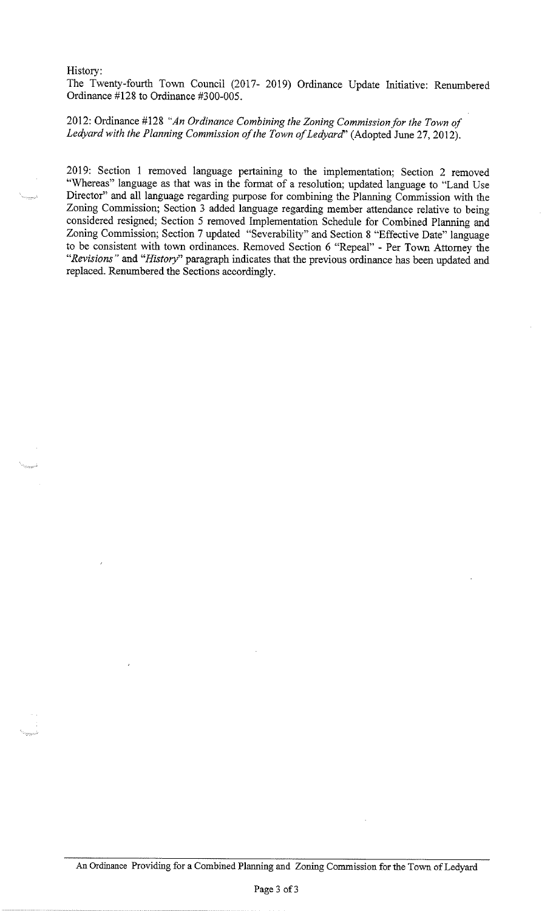History:

The Twenty-fourth Town Council (2017- 2019) Ordinance Update Initiative: Renumbered Ordinance #128 to Ordinance #300-005.

2012: Ordinance #128 *"An Ordinance Combining the Zoning Commission for the Town of Ledyard with the Planning Commission of the Town of Ledyard"* (Adopted June 27, 2012).

2019: Section 1 removed language pertaining to the implementation; Section 2 removed "Whereas" language as that was in the format of a resolution; updated language to "Land Use Director" and all language regarding purpose for combining the Planning Commission with the Zoning Commission; Section 3 added language regarding member attendance relative to being considered resigned; Section 5 removed Implementation Schedule for Combined Planning and Zoning Commission; Section 7 updated "Severability" and Section 8 "Effective Date" language to be consistent with town ordinances. Removed Section 6 "Repeal" - Per Town Attorney the *"Revisions"* and *"History"* paragraph indicates that the previous ordinance has been updated and replaced. Renumbered the Sections accordingly.